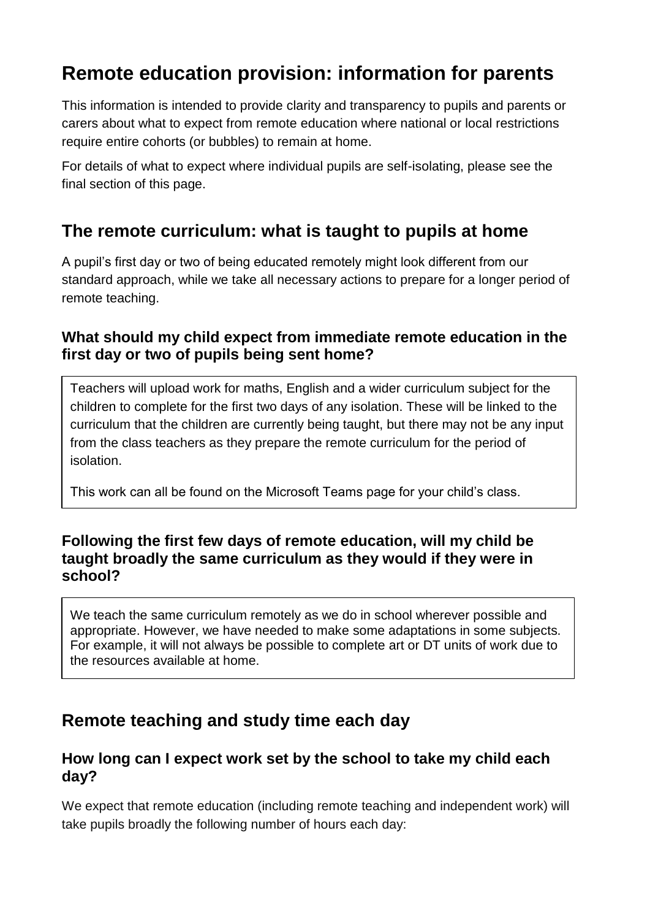# Remote education provision: information for parents

This information is intended to provide clarity and transparency to pupils and parents or carers about what to expect from remote education where national or local restrictions require entire cohorts (or bubbles) to remain at home.

For details of what to expect where individual pupils are self-isolating, please see the final section of this page.

## The remote curriculum: what is taught to pupils at home

A pupil's first day or two of being educated remotely might look different from our standard approach, while we take all necessary actions to prepare for a longer period of remote teaching.

### What should my child expect from immediate remote education in the first day or two of pupils being sent home?

Teachers will upload work for maths, English and a wider curriculum subject for the children to complete for the first two days of any isolation. These will be linked to the curriculum that the children are currently being taught, but there may not be any input from the class teachers as they prepare the remote curriculum for the period of isolation.

This work can all be found on the Microsoft Teams page for your child's class.

### Following the first few days of remote education, will my child be taught broadly the same curriculum as they would if they were in school?

We teach the same curriculum remotely as we do in school wherever possible and appropriate. However, we have needed to make some adaptations in some subjects. For example, it will not always be possible to complete art or DT units of work due to the resources available at home.

## Remote teaching and study time each day

### How long can I expect work set by the school to take my child each day?

We expect that remote education (including remote teaching and independent work) will take pupils broadly the following number of hours each day: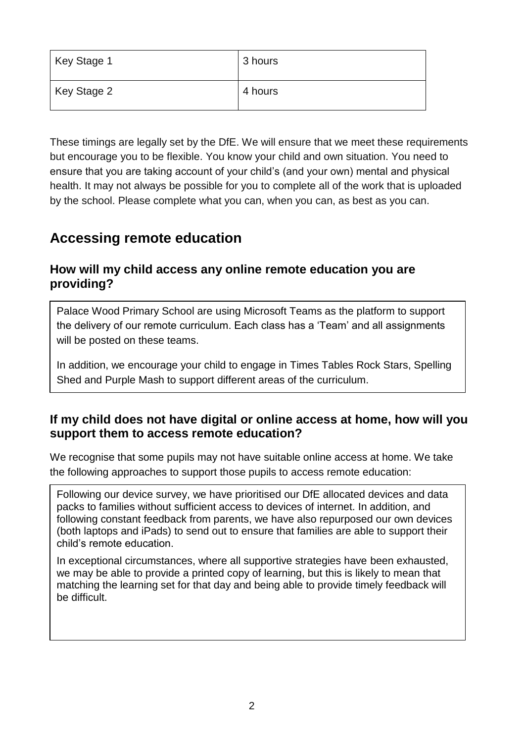| Key Stage 1 | 3 hours |
|---|---|
| Key Stage 2 | 4 hours |

These timings are legally set by the DfE. We will ensure that we meet these requirements but encourage you to be flexible. You know your child and own situation. You need to ensure that you are taking account of your child's (and your own) mental and physical health. It may not always be possible for you to complete all of the work that is uploaded by the school. Please complete what you can, when you can, as best as you can.

## Accessing remote education

### How will my child access any online remote education you are providing?

Palace Wood Primary School are using Microsoft Teams as the platform to support the delivery of our remote curriculum. Each class has a 'Team' and all assignments will be posted on these teams.

In addition, we encourage your child to engage in Times Tables Rock Stars, Spelling Shed and Purple Mash to support different areas of the curriculum.

### If my child does not have digital or online access at home, how will you support them to access remote education?

We recognise that some pupils may not have suitable online access at home. We take the following approaches to support those pupils to access remote education:

Following our device survey, we have prioritised our DfE allocated devices and data packs to families without sufficient access to devices of internet. In addition, and following constant feedback from parents, we have also repurposed our own devices (both laptops and iPads) to send out to ensure that families are able to support their child's remote education.

In exceptional circumstances, where all supportive strategies have been exhausted, we may be able to provide a printed copy of learning, but this is likely to mean that matching the learning set for that day and being able to provide timely feedback will be difficult.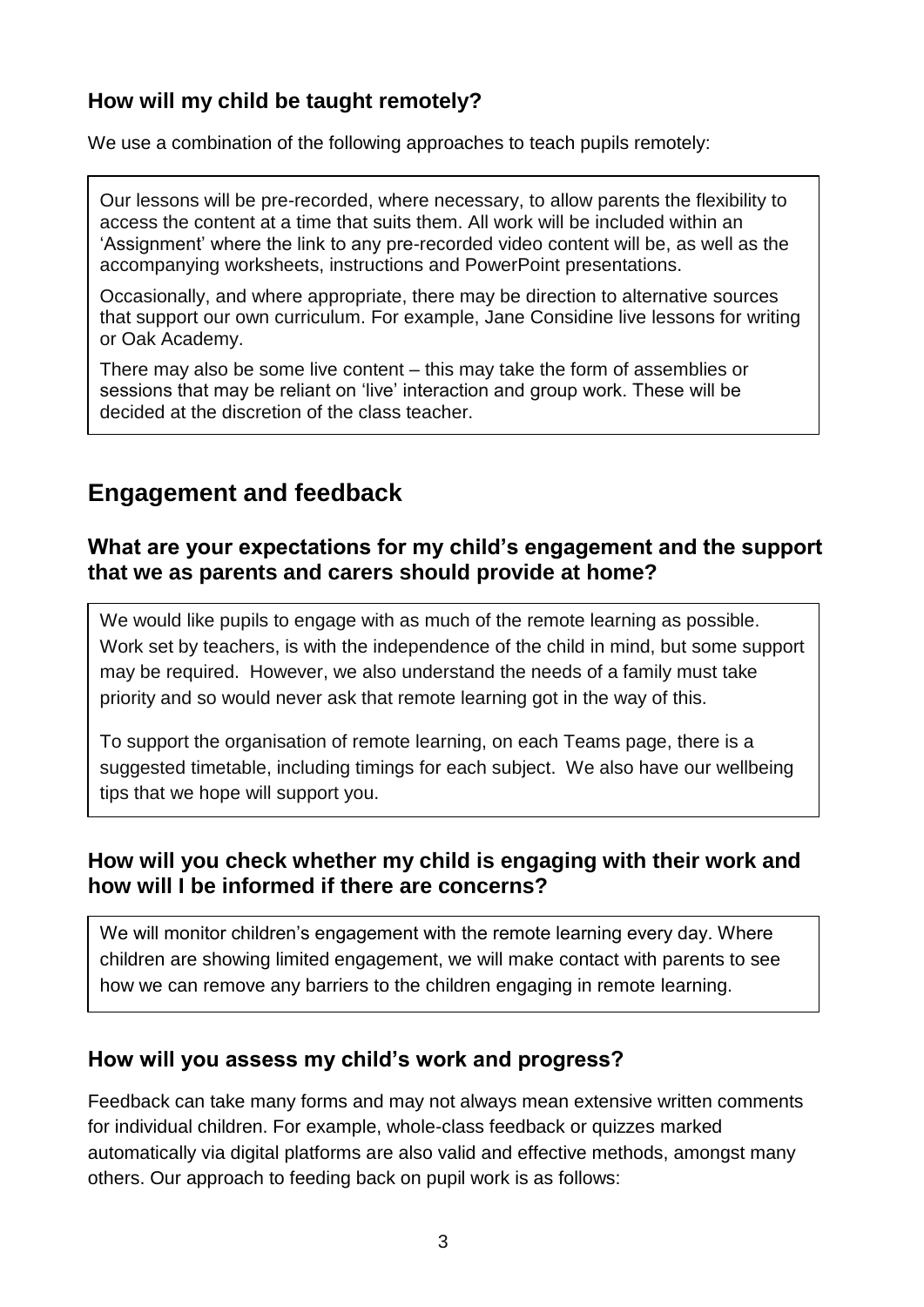### How will my child be taught remotely?

We use a combination of the following approaches to teach pupils remotely:

Our lessons will be pre-recorded, where necessary, to allow parents the flexibility to access the content at a time that suits them. All work will be included within an 'Assignment' where the link to any pre-recorded video content will be, as well as the accompanying worksheets, instructions and PowerPoint presentations.

Occasionally, and where appropriate, there may be direction to alternative sources that support our own curriculum. For example, Jane Considine live lessons for writing or Oak Academy.

There may also be some live content – this may take the form of assemblies or sessions that may be reliant on 'live' interaction and group work. These will be decided at the discretion of the class teacher.

## Engagement and feedback

### What are your expectations for my child's engagement and the support that we as parents and carers should provide at home?

We would like pupils to engage with as much of the remote learning as possible. Work set by teachers, is with the independence of the child in mind, but some support may be required. However, we also understand the needs of a family must take priority and so would never ask that remote learning got in the way of this.

To support the organisation of remote learning, on each Teams page, there is a suggested timetable, including timings for each subject. We also have our wellbeing tips that we hope will support you.

### How will you check whether my child is engaging with their work and how will I be informed if there are concerns?

We will monitor children's engagement with the remote learning every day. Where children are showing limited engagement, we will make contact with parents to see how we can remove any barriers to the children engaging in remote learning.

### How will you assess my child's work and progress?

Feedback can take many forms and may not always mean extensive written comments for individual children. For example, whole-class feedback or quizzes marked automatically via digital platforms are also valid and effective methods, amongst many others. Our approach to feeding back on pupil work is as follows: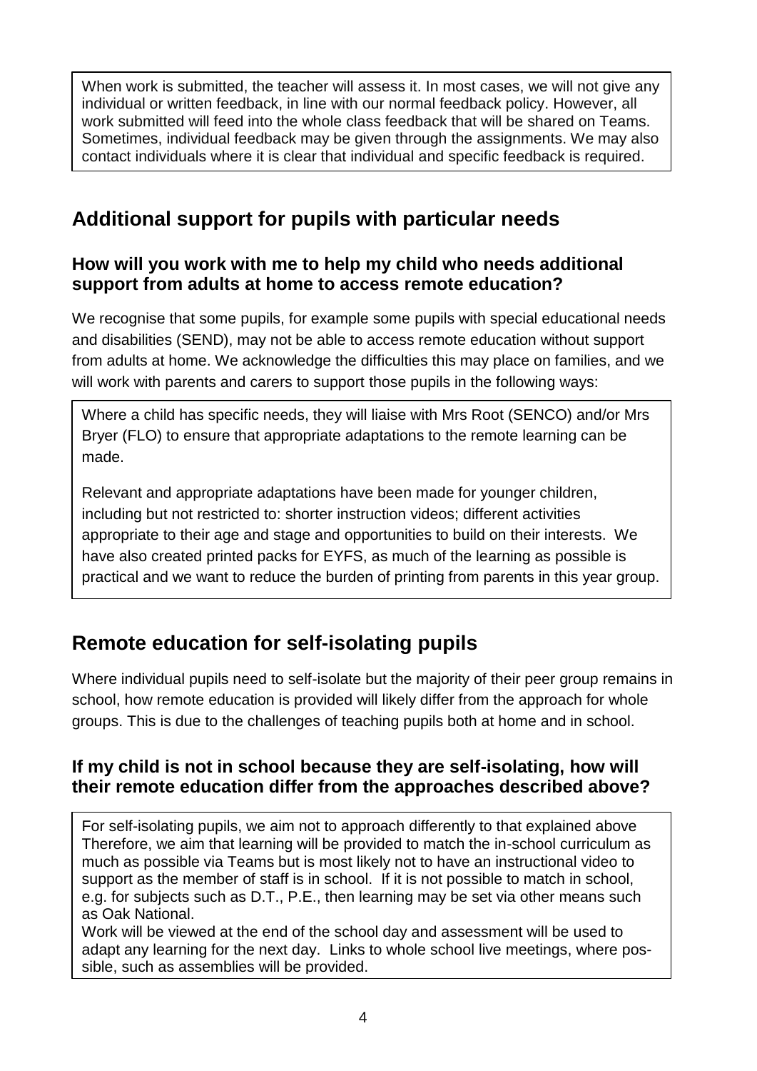When work is submitted, the teacher will assess it. In most cases, we will not give any individual or written feedback, in line with our normal feedback policy. However, all work submitted will feed into the whole class feedback that will be shared on Teams. Sometimes, individual feedback may be given through the assignments. We may also contact individuals where it is clear that individual and specific feedback is required.

## Additional support for pupils with particular needs

### How will you work with me to help my child who needs additional support from adults at home to access remote education?

We recognise that some pupils, for example some pupils with special educational needs and disabilities (SEND), may not be able to access remote education without support from adults at home. We acknowledge the difficulties this may place on families, and we will work with parents and carers to support those pupils in the following ways:

Where a child has specific needs, they will liaise with Mrs Root (SENCO) and/or Mrs Bryer (FLO) to ensure that appropriate adaptations to the remote learning can be made.

Relevant and appropriate adaptations have been made for younger children, including but not restricted to: shorter instruction videos; different activities appropriate to their age and stage and opportunities to build on their interests. We have also created printed packs for EYFS, as much of the learning as possible is practical and we want to reduce the burden of printing from parents in this year group.

## Remote education for self-isolating pupils

Where individual pupils need to self-isolate but the majority of their peer group remains in school, how remote education is provided will likely differ from the approach for whole groups. This is due to the challenges of teaching pupils both at home and in school.

### If my child is not in school because they are self-isolating, how will their remote education differ from the approaches described above?

For self-isolating pupils, we aim not to approach differently to that explained above Therefore, we aim that learning will be provided to match the in-school curriculum as much as possible via Teams but is most likely not to have an instructional video to support as the member of staff is in school. If it is not possible to match in school, e.g. for subjects such as D.T., P.E., then learning may be set via other means such as Oak National.

Work will be viewed at the end of the school day and assessment will be used to adapt any learning for the next day. Links to whole school live meetings, where possible, such as assemblies will be provided.